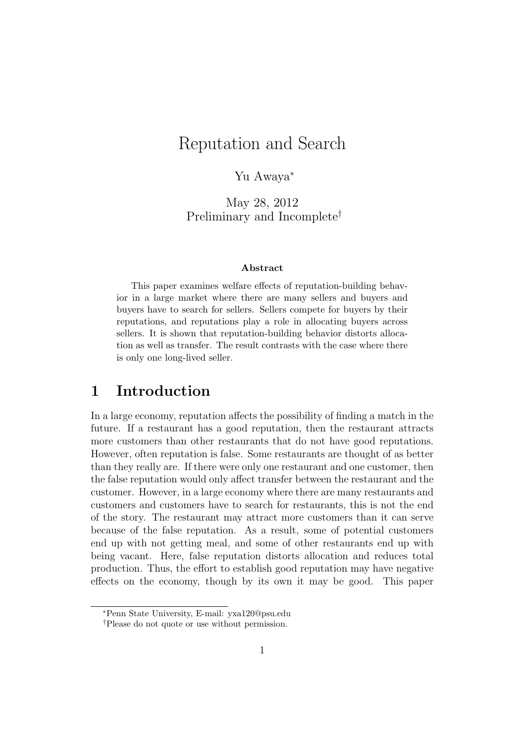# Reputation and Search

Yu Awaya[*]

May 28, 2012
Preliminary and Incomplete[†]

### Abstract

This paper examines welfare effects of reputation-building behavior in a large market where there are many sellers and buyers and buyers have to search for sellers. Sellers compete for buyers by their reputations, and reputations play a role in allocating buyers across sellers. It is shown that reputation-building behavior distorts allocation as well as transfer. The result contrasts with the case where there is only one long-lived seller.

## 1 Introduction

In a large economy, reputation affects the possibility of finding a match in the future. If a restaurant has a good reputation, then the restaurant attracts more customers than other restaurants that do not have good reputations. However, often reputation is false. Some restaurants are thought of as better than they really are. If there were only one restaurant and one customer, then the false reputation would only affect transfer between the restaurant and the customer. However, in a large economy where there are many restaurants and customers and customers have to search for restaurants, this is not the end of the story. The restaurant may attract more customers than it can serve because of the false reputation. As a result, some of potential customers end up with not getting meal, and some of other restaurants end up with being vacant. Here, false reputation distorts allocation and reduces total production. Thus, the effort to establish good reputation may have negative effects on the economy, though by its own it may be good. This paper

---

[*] Penn State University, E-mail: yxa120@psu.edu

[†] Please do not quote or use without permission.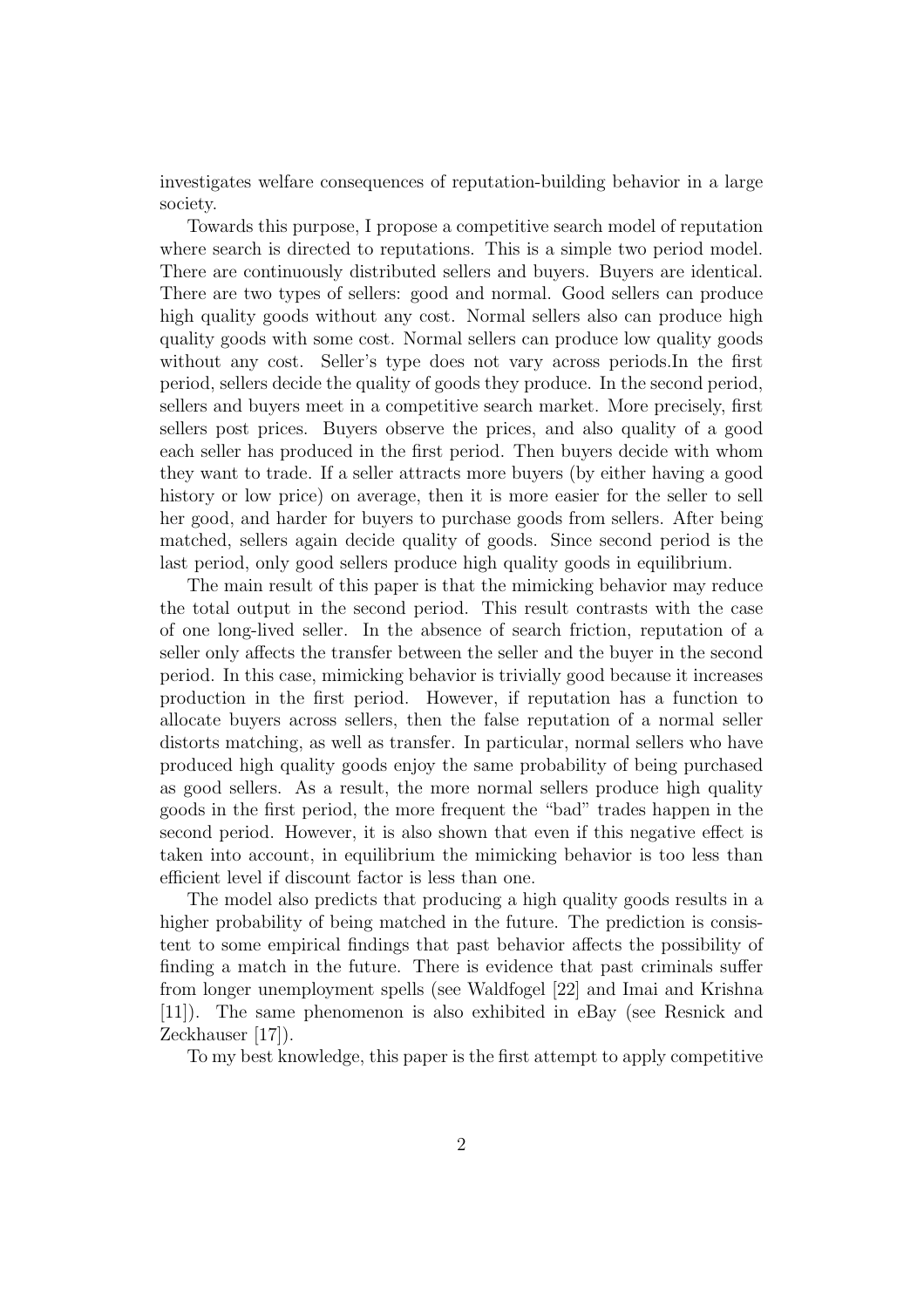investigates welfare consequences of reputation-building behavior in a large society.

Towards this purpose, I propose a competitive search model of reputation where search is directed to reputations. This is a simple two period model. There are continuously distributed sellers and buyers. Buyers are identical. There are two types of sellers: good and normal. Good sellers can produce high quality goods without any cost. Normal sellers also can produce high quality goods with some cost. Normal sellers can produce low quality goods without any cost. Seller's type does not vary across periods.In the first period, sellers decide the quality of goods they produce. In the second period, sellers and buyers meet in a competitive search market. More precisely, first sellers post prices. Buyers observe the prices, and also quality of a good each seller has produced in the first period. Then buyers decide with whom they want to trade. If a seller attracts more buyers (by either having a good history or low price) on average, then it is more easier for the seller to sell her good, and harder for buyers to purchase goods from sellers. After being matched, sellers again decide quality of goods. Since second period is the last period, only good sellers produce high quality goods in equilibrium.

The main result of this paper is that the mimicking behavior may reduce the total output in the second period. This result contrasts with the case of one long-lived seller. In the absence of search friction, reputation of a seller only affects the transfer between the seller and the buyer in the second period. In this case, mimicking behavior is trivially good because it increases production in the first period. However, if reputation has a function to allocate buyers across sellers, then the false reputation of a normal seller distorts matching, as well as transfer. In particular, normal sellers who have produced high quality goods enjoy the same probability of being purchased as good sellers. As a result, the more normal sellers produce high quality goods in the first period, the more frequent the "bad" trades happen in the second period. However, it is also shown that even if this negative effect is taken into account, in equilibrium the mimicking behavior is too less than efficient level if discount factor is less than one.

The model also predicts that producing a high quality goods results in a higher probability of being matched in the future. The prediction is consistent to some empirical findings that past behavior affects the possibility of finding a match in the future. There is evidence that past criminals suffer from longer unemployment spells (see Waldfogel [22] and Imai and Krishna [11]). The same phenomenon is also exhibited in eBay (see Resnick and Zeckhauser [17]).

To my best knowledge, this paper is the first attempt to apply competitive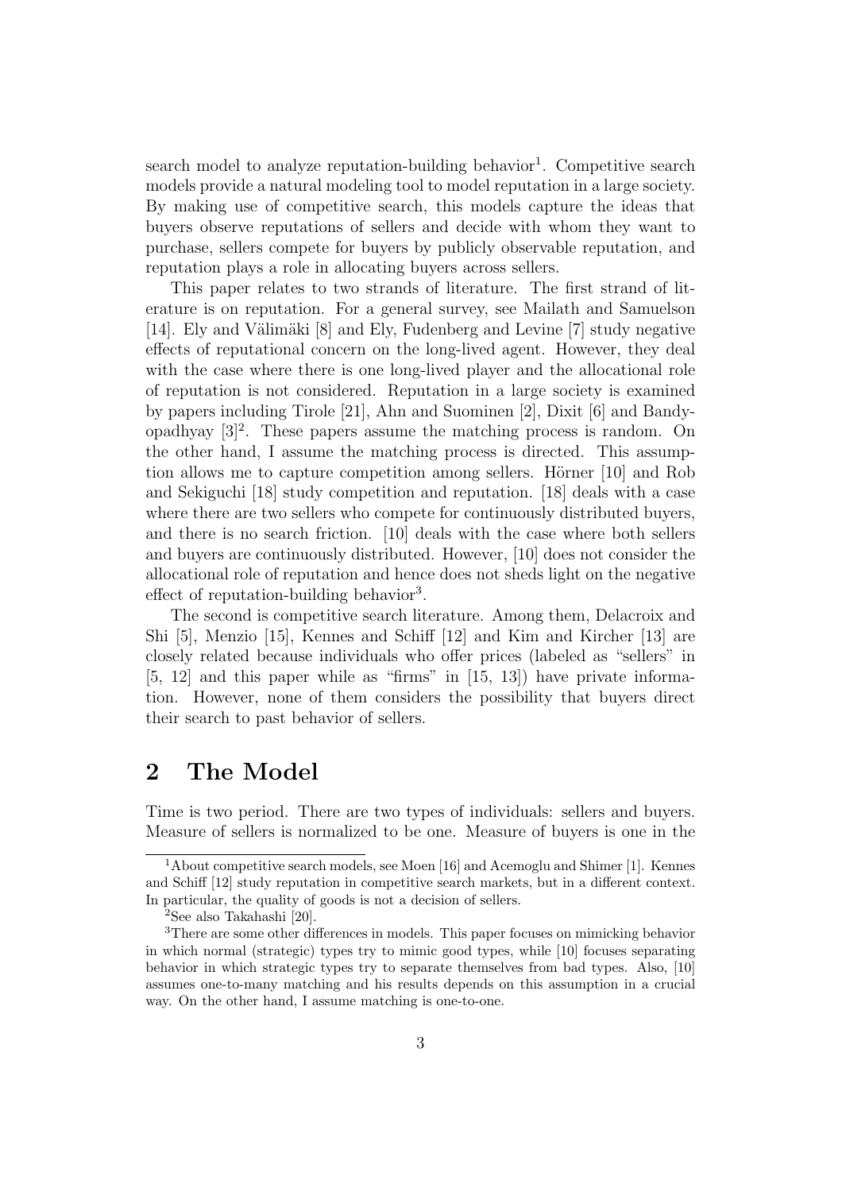search model to analyze reputation-building behavior[1]. Competitive search models provide a natural modeling tool to model reputation in a large society. By making use of competitive search, this models capture the ideas that buyers observe reputations of sellers and decide with whom they want to purchase, sellers compete for buyers by publicly observable reputation, and reputation plays a role in allocating buyers across sellers.

This paper relates to two strands of literature. The first strand of literature is on reputation. For a general survey, see Mailath and Samuelson [14]. Ely and Välimäki [8] and Ely, Fudenberg and Levine [7] study negative effects of reputational concern on the long-lived agent. However, they deal with the case where there is one long-lived player and the allocational role of reputation is not considered. Reputation in a large society is examined by papers including Tirole [21], Ahn and Suominen [2], Dixit [6] and Bandyopadhyay [3][2]. These papers assume the matching process is random. On the other hand, I assume the matching process is directed. This assumption allows me to capture competition among sellers. Hörner [10] and Rob and Sekiguchi [18] study competition and reputation. [18] deals with a case where there are two sellers who compete for continuously distributed buyers, and there is no search friction. [10] deals with the case where both sellers and buyers are continuously distributed. However, [10] does not consider the allocational role of reputation and hence does not sheds light on the negative effect of reputation-building behavior[3].

The second is competitive search literature. Among them, Delacroix and Shi [5], Menzio [15], Kennes and Schiff [12] and Kim and Kircher [13] are closely related because individuals who offer prices (labeled as "sellers" in [5, 12] and this paper while as "firms" in [15, 13]) have private information. However, none of them considers the possibility that buyers direct their search to past behavior of sellers.

## 2 The Model

Time is two period. There are two types of individuals: sellers and buyers. Measure of sellers is normalized to be one. Measure of buyers is one in the

---

[1] About competitive search models, see Moen [16] and Acemoglu and Shimer [1]. Kennes and Schiff [12] study reputation in competitive search markets, but in a different context. In particular, the quality of goods is not a decision of sellers.

[2] See also Takahashi [20].

[3] There are some other differences in models. This paper focuses on mimicking behavior in which normal (strategic) types try to mimic good types, while [10] focuses separating behavior in which strategic types try to separate themselves from bad types. Also, [10] assumes one-to-many matching and his results depends on this assumption in a crucial way. On the other hand, I assume matching is one-to-one.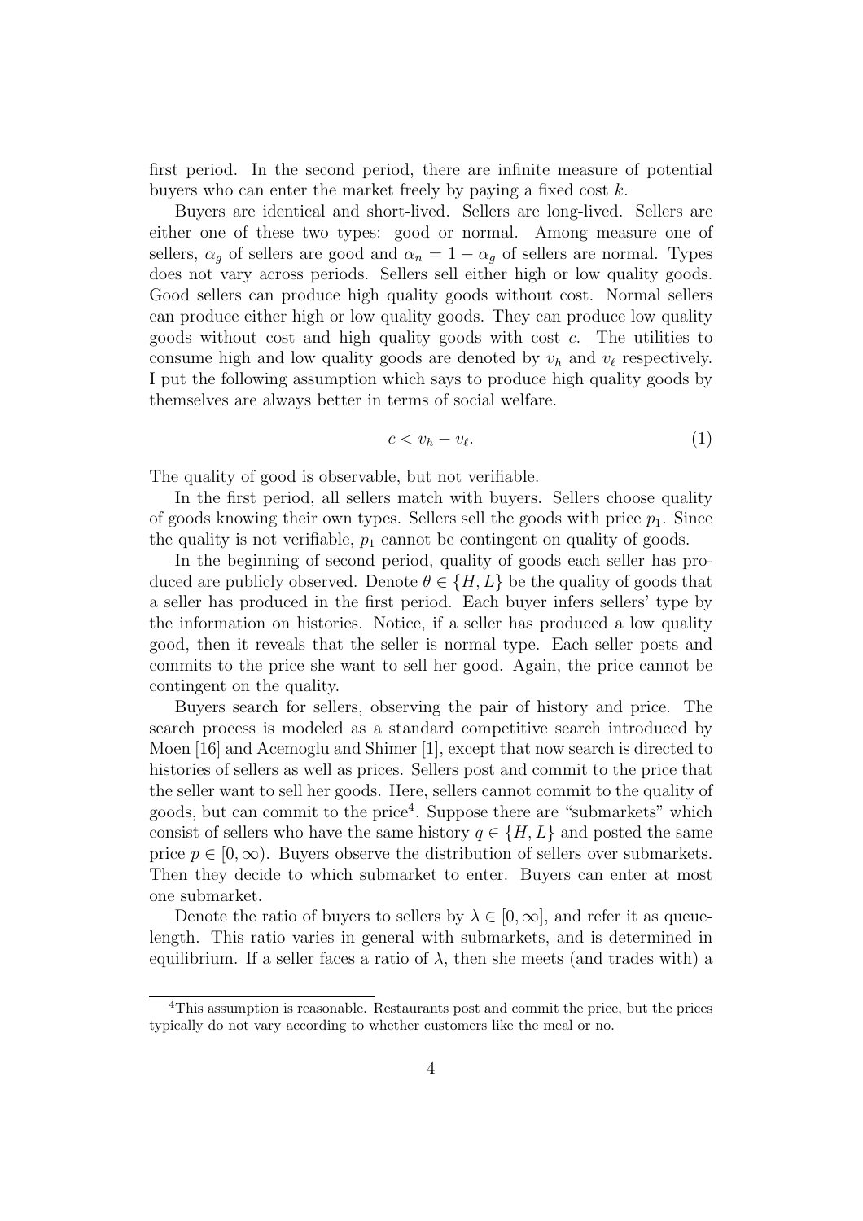first period. In the second period, there are infinite measure of potential buyers who can enter the market freely by paying a fixed cost $k$.

Buyers are identical and short-lived. Sellers are long-lived. Sellers are either one of these two types: good or normal. Among measure one of sellers, $\alpha_g$ of sellers are good and $\alpha_n = 1 - \alpha_g$ of sellers are normal. Types does not vary across periods. Sellers sell either high or low quality goods. Good sellers can produce high quality goods without cost. Normal sellers can produce either high or low quality goods. They can produce low quality goods without cost and high quality goods with cost $c$. The utilities to consume high and low quality goods are denoted by $v_h$ and $v_\ell$ respectively. I put the following assumption which says to produce high quality goods by themselves are always better in terms of social welfare.

$$c < v_h - v_\ell. \tag{1}$$

The quality of good is observable, but not verifiable.

In the first period, all sellers match with buyers. Sellers choose quality of goods knowing their own types. Sellers sell the goods with price $p_1$. Since the quality is not verifiable, $p_1$ cannot be contingent on quality of goods.

In the beginning of second period, quality of goods each seller has produced are publicly observed. Denote $\theta \in \{H, L\}$ be the quality of goods that a seller has produced in the first period. Each buyer infers sellers' type by the information on histories. Notice, if a seller has produced a low quality good, then it reveals that the seller is normal type. Each seller posts and commits to the price she want to sell her good. Again, the price cannot be contingent on the quality.

Buyers search for sellers, observing the pair of history and price. The search process is modeled as a standard competitive search introduced by Moen [16] and Acemoglu and Shimer [1], except that now search is directed to histories of sellers as well as prices. Sellers post and commit to the price that the seller want to sell her goods. Here, sellers cannot commit to the quality of goods, but can commit to the price[4]. Suppose there are "submarkets" which consist of sellers who have the same history $q \in \{H, L\}$ and posted the same price $p \in [0, \infty)$. Buyers observe the distribution of sellers over submarkets. Then they decide to which submarket to enter. Buyers can enter at most one submarket.

Denote the ratio of buyers to sellers by $\lambda \in [0, \infty]$, and refer it as queue-length. This ratio varies in general with submarkets, and is determined in equilibrium. If a seller faces a ratio of $\lambda$, then she meets (and trades with) a

[4] This assumption is reasonable. Restaurants post and commit the price, but the prices typically do not vary according to whether customers like the meal or no.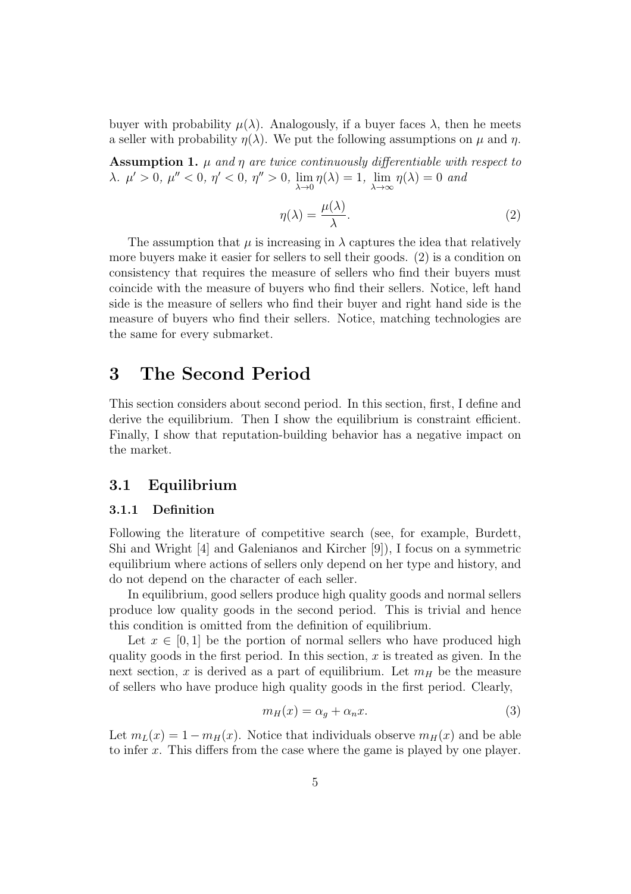buyer with probability $\mu(\lambda)$. Analogously, if a buyer faces $\lambda$, then he meets a seller with probability $\eta(\lambda)$. We put the following assumptions on $\mu$ and $\eta$.

**Assumption 1.** *$\mu$ and $\eta$ are twice continuously differentiable with respect to $\lambda$. $\mu' > 0$, $\mu'' < 0$, $\eta' < 0$, $\eta'' > 0$, $\lim_{\lambda \to 0} \eta(\lambda) = 1$, $\lim_{\lambda \to \infty} \eta(\lambda) = 0$ and*

$$\eta(\lambda) = \frac{\mu(\lambda)}{\lambda}. \tag{2}$$

The assumption that $\mu$ is increasing in $\lambda$ captures the idea that relatively more buyers make it easier for sellers to sell their goods. (2) is a condition on consistency that requires the measure of sellers who find their buyers must coincide with the measure of buyers who find their sellers. Notice, left hand side is the measure of sellers who find their buyer and right hand side is the measure of buyers who find their sellers. Notice, matching technologies are the same for every submarket.

# 3 The Second Period

This section considers about second period. In this section, first, I define and derive the equilibrium. Then I show the equilibrium is constraint efficient. Finally, I show that reputation-building behavior has a negative impact on the market.

## 3.1 Equilibrium

### 3.1.1 Definition

Following the literature of competitive search (see, for example, Burdett, Shi and Wright [4] and Galenianos and Kircher [9]), I focus on a symmetric equilibrium where actions of sellers only depend on her type and history, and do not depend on the character of each seller.

In equilibrium, good sellers produce high quality goods and normal sellers produce low quality goods in the second period. This is trivial and hence this condition is omitted from the definition of equilibrium.

Let $x \in [0, 1]$ be the portion of normal sellers who have produced high quality goods in the first period. In this section, $x$ is treated as given. In the next section, $x$ is derived as a part of equilibrium. Let $m_H$ be the measure of sellers who have produce high quality goods in the first period. Clearly,

$$m_H(x) = \alpha_g + \alpha_n x. \tag{3}$$

Let $m_L(x) = 1 - m_H(x)$. Notice that individuals observe $m_H(x)$ and be able to infer $x$. This differs from the case where the game is played by one player.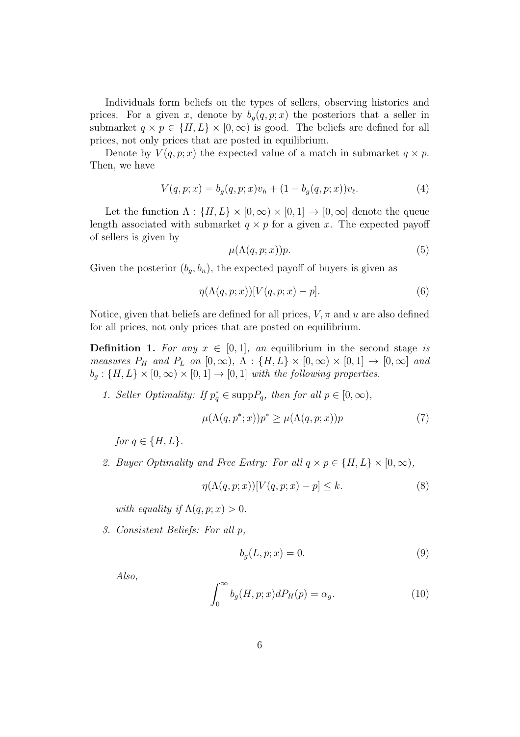Individuals form beliefs on the types of sellers, observing histories and prices. For a given $x$, denote by $b_g(q, p; x)$ the posteriors that a seller in submarket $q \times p \in \{H, L\} \times [0, \infty)$ is good. The beliefs are defined for all prices, not only prices that are posted in equilibrium.

Denote by $V(q, p; x)$ the expected value of a match in submarket $q \times p$. Then, we have

$$V(q, p; x) = b_g(q, p; x)v_h + (1 - b_g(q, p; x))v_\ell. \tag{4}$$

Let the function $\Lambda : \{H, L\} \times [0, \infty) \times [0, 1] \to [0, \infty]$ denote the queue length associated with submarket $q \times p$ for a given $x$. The expected payoff of sellers is given by

$$\mu(\Lambda(q, p; x))p. \tag{5}$$

Given the posterior $(b_g, b_n)$, the expected payoff of buyers is given as

$$\eta(\Lambda(q, p; x))[V(q, p; x) - p]. \tag{6}$$

Notice, given that beliefs are defined for all prices, $V, \pi$ and $u$ are also defined for all prices, not only prices that are posted on equilibrium.

**Definition 1.** *For any $x \in [0, 1]$, an* equilibrium *in the second stage is measures $P_H$ and $P_L$ on $[0, \infty)$, $\Lambda : \{H, L\} \times [0, \infty) \times [0, 1] \to [0, \infty]$ and $b_g : \{H, L\} \times [0, \infty) \times [0, 1] \to [0, 1]$ with the following properties.*

1. *Seller Optimality: If $p_q^* \in \mathrm{supp} P_q$, then for all $p \in [0, \infty)$,*

$$\mu(\Lambda(q, p^*; x))p^* \geq \mu(\Lambda(q, p; x))p \tag{7}$$

   *for $q \in \{H, L\}$.*

2. *Buyer Optimality and Free Entry: For all $q \times p \in \{H, L\} \times [0, \infty)$,*

$$\eta(\Lambda(q, p; x))[V(q, p; x) - p] \leq k. \tag{8}$$

   *with equality if $\Lambda(q, p; x) > 0$.*

3. *Consistent Beliefs: For all $p$,*

$$b_g(L, p; x) = 0. \tag{9}$$

   *Also,*

$$\int_0^\infty b_g(H, p; x) dP_H(p) = \alpha_g. \tag{10}$$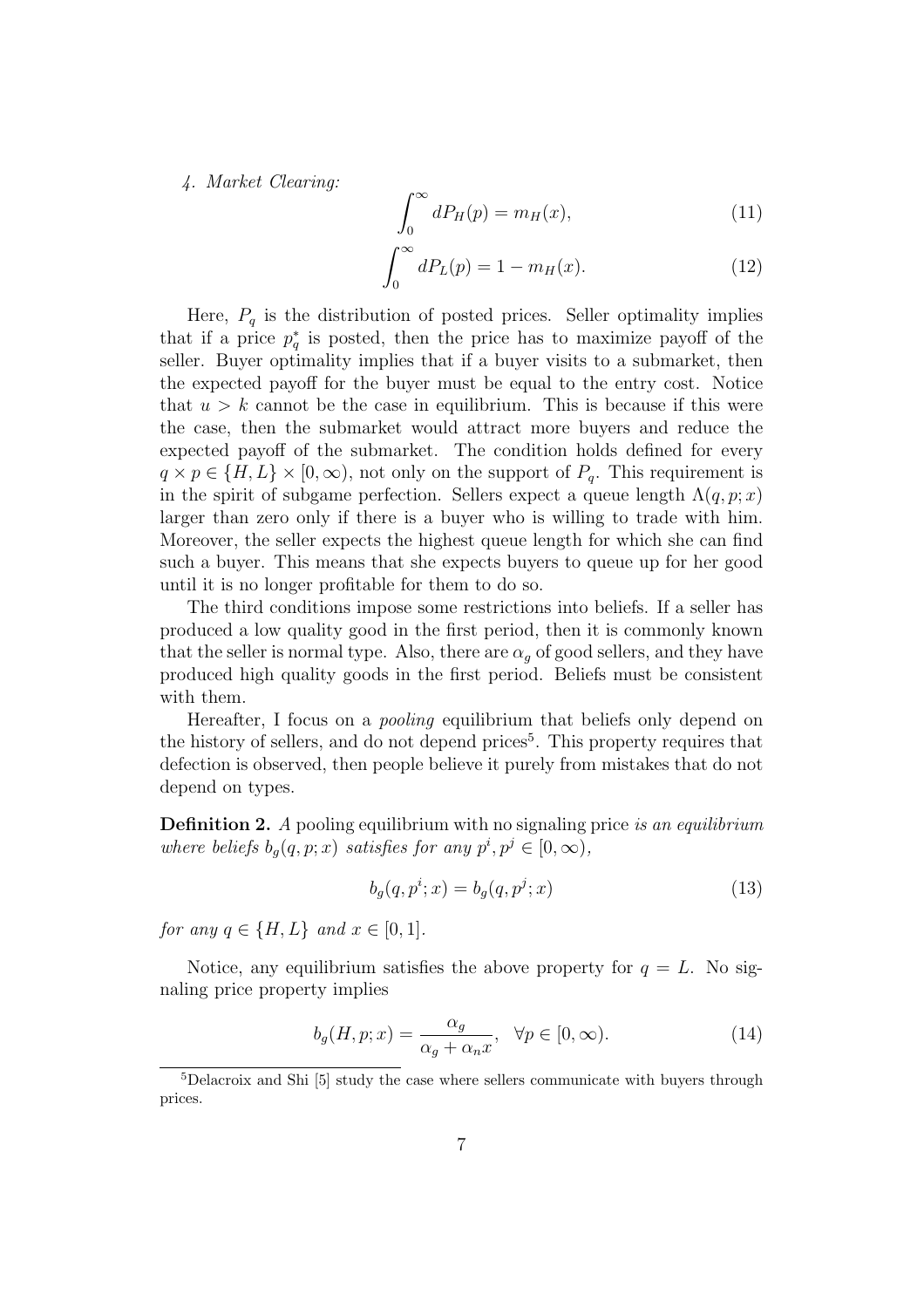*4. Market Clearing:*

$$\int_0^\infty dP_H(p) = m_H(x), \tag{11}$$

$$\int_0^\infty dP_L(p) = 1 - m_H(x). \tag{12}$$

Here, $P_q$ is the distribution of posted prices. Seller optimality implies that if a price $p_q^*$ is posted, then the price has to maximize payoff of the seller. Buyer optimality implies that if a buyer visits to a submarket, then the expected payoff for the buyer must be equal to the entry cost. Notice that $u > k$ cannot be the case in equilibrium. This is because if this were the case, then the submarket would attract more buyers and reduce the expected payoff of the submarket. The condition holds defined for every $q \times p \in \{H, L\} \times [0, \infty)$, not only on the support of $P_q$. This requirement is in the spirit of subgame perfection. Sellers expect a queue length $\Lambda(q, p; x)$ larger than zero only if there is a buyer who is willing to trade with him. Moreover, the seller expects the highest queue length for which she can find such a buyer. This means that she expects buyers to queue up for her good until it is no longer profitable for them to do so.

The third conditions impose some restrictions into beliefs. If a seller has produced a low quality good in the first period, then it is commonly known that the seller is normal type. Also, there are $\alpha_g$ of good sellers, and they have produced high quality goods in the first period. Beliefs must be consistent with them.

Hereafter, I focus on a *pooling* equilibrium that beliefs only depend on the history of sellers, and do not depend prices[5]. This property requires that defection is observed, then people believe it purely from mistakes that do not depend on types.

**Definition 2.** *A* pooling equilibrium with no signaling price *is an equilibrium where beliefs $b_g(q, p; x)$ satisfies for any $p^i, p^j \in [0, \infty)$,*

$$b_g(q, p^i; x) = b_g(q, p^j; x) \tag{13}$$

*for any $q \in \{H, L\}$ and $x \in [0, 1]$.*

Notice, any equilibrium satisfies the above property for $q = L$. No signaling price property implies

$$b_g(H, p; x) = \frac{\alpha_g}{\alpha_g + \alpha_n x}, \quad \forall p \in [0, \infty). \tag{14}$$

[5] Delacroix and Shi [5] study the case where sellers communicate with buyers through prices.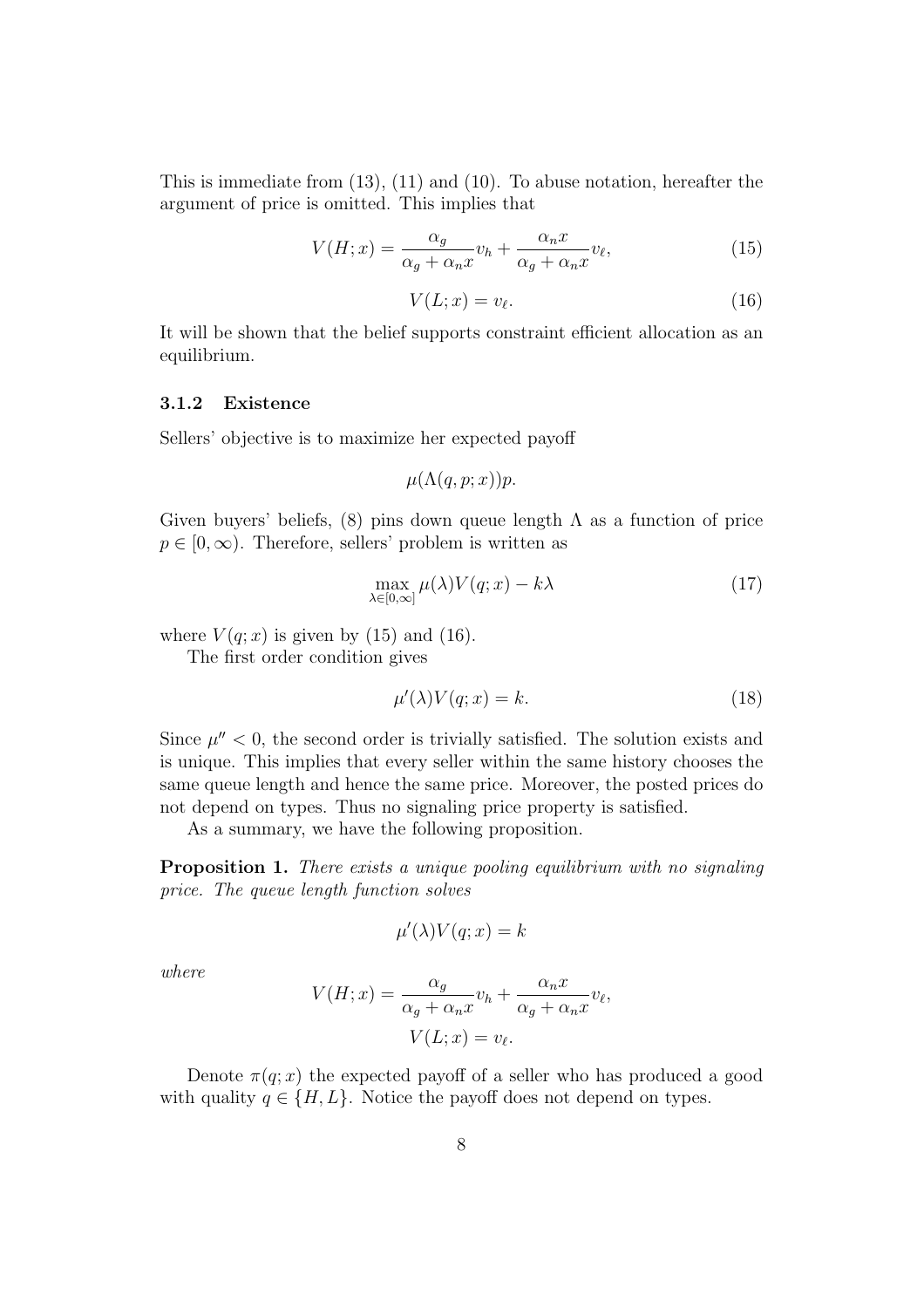This is immediate from (13), (11) and (10). To abuse notation, hereafter the argument of price is omitted. This implies that

$$V(H;x) = \frac{\alpha_g}{\alpha_g + \alpha_n x} v_h + \frac{\alpha_n x}{\alpha_g + \alpha_n x} v_\ell, \tag{15}$$

$$V(L;x) = v_\ell. \tag{16}$$

It will be shown that the belief supports constraint efficient allocation as an equilibrium.

### 3.1.2 Existence

Sellers' objective is to maximize her expected payoff

$$\mu(\Lambda(q,p;x))p.$$

Given buyers' beliefs, (8) pins down queue length $\Lambda$ as a function of price $p \in [0, \infty)$. Therefore, sellers' problem is written as

$$\max_{\lambda \in [0,\infty]} \mu(\lambda) V(q;x) - k\lambda \tag{17}$$

where $V(q;x)$ is given by (15) and (16).

The first order condition gives

$$\mu'(\lambda) V(q;x) = k. \tag{18}$$

Since $\mu'' < 0$, the second order is trivially satisfied. The solution exists and is unique. This implies that every seller within the same history chooses the same queue length and hence the same price. Moreover, the posted prices do not depend on types. Thus no signaling price property is satisfied.

As a summary, we have the following proposition.

**Proposition 1.** *There exists a unique pooling equilibrium with no signaling price. The queue length function solves*

$$\mu'(\lambda) V(q;x) = k$$

*where*

$$V(H;x) = \frac{\alpha_g}{\alpha_g + \alpha_n x} v_h + \frac{\alpha_n x}{\alpha_g + \alpha_n x} v_\ell,$$
$$V(L;x) = v_\ell.$$

Denote $\pi(q;x)$ the expected payoff of a seller who has produced a good with quality $q \in \{H, L\}$. Notice the payoff does not depend on types.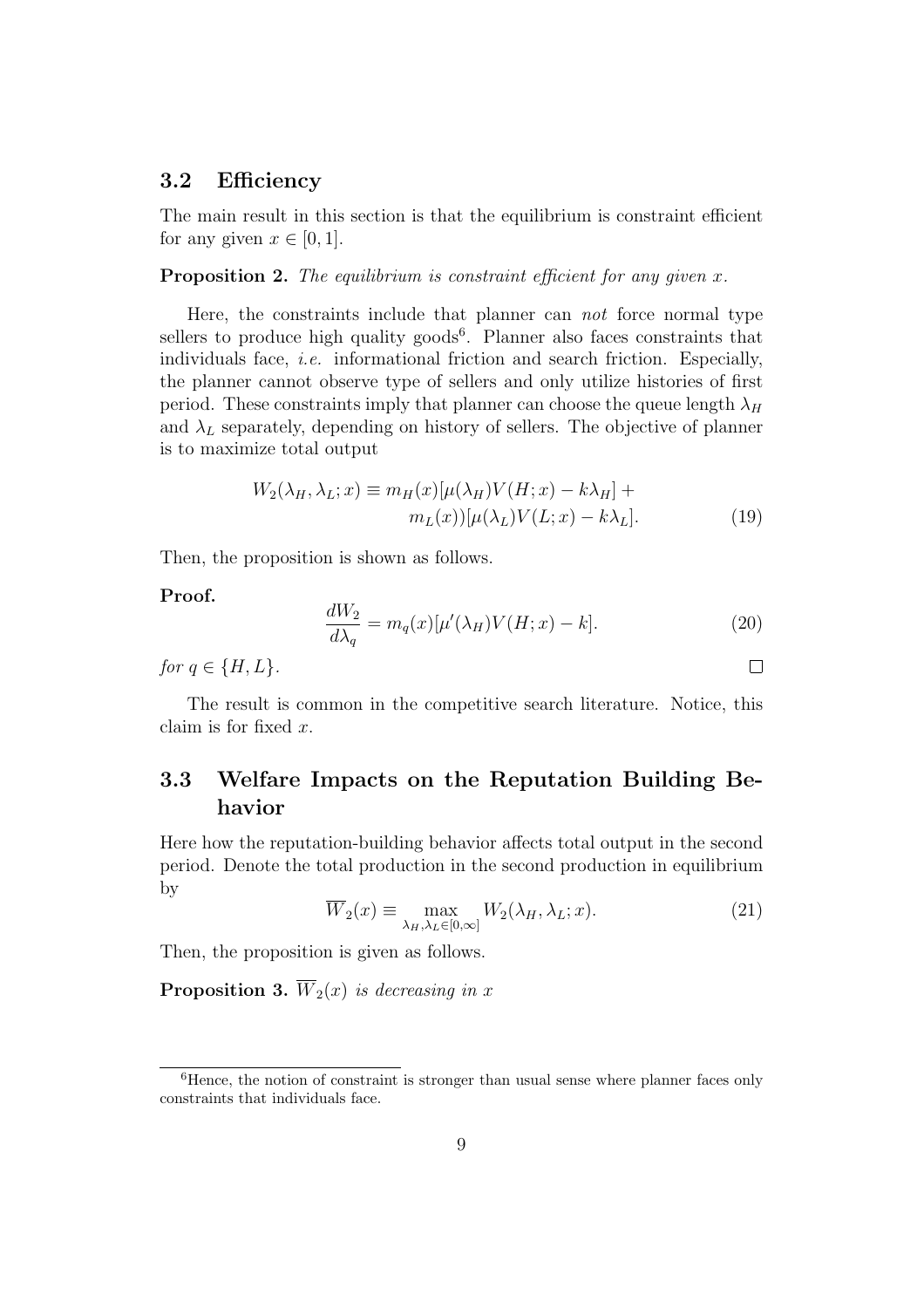### 3.2 Efficiency

The main result in this section is that the equilibrium is constraint efficient for any given $x \in [0, 1]$.

**Proposition 2.** *The equilibrium is constraint efficient for any given x.*

Here, the constraints include that planner can *not* force normal type sellers to produce high quality goods[6]. Planner also faces constraints that individuals face, *i.e.* informational friction and search friction. Especially, the planner cannot observe type of sellers and only utilize histories of first period. These constraints imply that planner can choose the queue length $\lambda_H$ and $\lambda_L$ separately, depending on history of sellers. The objective of planner is to maximize total output

$$W_2(\lambda_H, \lambda_L; x) \equiv m_H(x)[\mu(\lambda_H)V(H; x) - k\lambda_H] + m_L(x))[\mu(\lambda_L)V(L; x) - k\lambda_L]. \tag{19}$$

Then, the proposition is shown as follows.

**Proof.**

$$\frac{dW_2}{d\lambda_q} = m_q(x)[\mu'(\lambda_H)V(H; x) - k]. \tag{20}$$

*for* $q \in \{H, L\}$. □

The result is common in the competitive search literature. Notice, this claim is for fixed $x$.

### 3.3 Welfare Impacts on the Reputation Building Behavior

Here how the reputation-building behavior affects total output in the second period. Denote the total production in the second production in equilibrium by

$$\overline{W}_2(x) \equiv \max_{\lambda_H, \lambda_L \in [0, \infty]} W_2(\lambda_H, \lambda_L; x). \tag{21}$$

Then, the proposition is given as follows.

**Proposition 3.** *$\overline{W}_2(x)$ is decreasing in $x$*

[6] Hence, the notion of constraint is stronger than usual sense where planner faces only constraints that individuals face.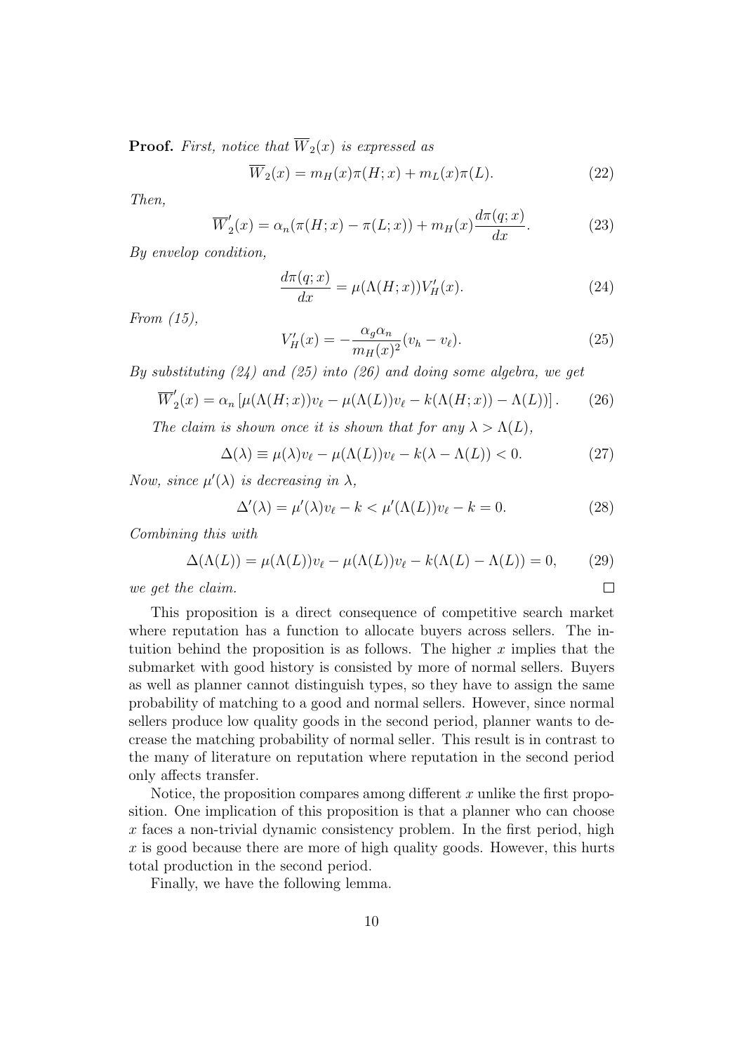**Proof.** *First, notice that $\overline{W}_2(x)$ is expressed as*

$$\overline{W}_2(x) = m_H(x)\pi(H;x) + m_L(x)\pi(L). \tag{22}$$

*Then,*

$$\overline{W}_2'(x) = \alpha_n(\pi(H;x) - \pi(L;x)) + m_H(x)\frac{d\pi(q;x)}{dx}. \tag{23}$$

*By envelop condition,*

$$\frac{d\pi(q;x)}{dx} = \mu(\Lambda(H;x))V_H'(x). \tag{24}$$

*From (15),*

$$V_H'(x) = -\frac{\alpha_g \alpha_n}{m_H(x)^2}(v_h - v_\ell). \tag{25}$$

*By substituting (24) and (25) into (26) and doing some algebra, we get*

$$\overline{W}_2'(x) = \alpha_n\left[\mu(\Lambda(H;x))v_\ell - \mu(\Lambda(L))v_\ell - k(\Lambda(H;x)) - \Lambda(L))\right]. \tag{26}$$

*The claim is shown once it is shown that for any $\lambda > \Lambda(L)$,*

$$\Delta(\lambda) \equiv \mu(\lambda)v_\ell - \mu(\Lambda(L))v_\ell - k(\lambda - \Lambda(L)) < 0. \tag{27}$$

*Now, since $\mu'(\lambda)$ is decreasing in $\lambda$,*

$$\Delta'(\lambda) = \mu'(\lambda)v_\ell - k < \mu'(\Lambda(L))v_\ell - k = 0. \tag{28}$$

*Combining this with*

$$\Delta(\Lambda(L)) = \mu(\Lambda(L))v_\ell - \mu(\Lambda(L))v_\ell - k(\Lambda(L) - \Lambda(L)) = 0, \tag{29}$$

*we get the claim.* □

This proposition is a direct consequence of competitive search market where reputation has a function to allocate buyers across sellers. The intuition behind the proposition is as follows. The higher $x$ implies that the submarket with good history is consisted by more of normal sellers. Buyers as well as planner cannot distinguish types, so they have to assign the same probability of matching to a good and normal sellers. However, since normal sellers produce low quality goods in the second period, planner wants to decrease the matching probability of normal seller. This result is in contrast to the many of literature on reputation where reputation in the second period only affects transfer.

Notice, the proposition compares among different $x$ unlike the first proposition. One implication of this proposition is that a planner who can choose $x$ faces a non-trivial dynamic consistency problem. In the first period, high $x$ is good because there are more of high quality goods. However, this hurts total production in the second period.

Finally, we have the following lemma.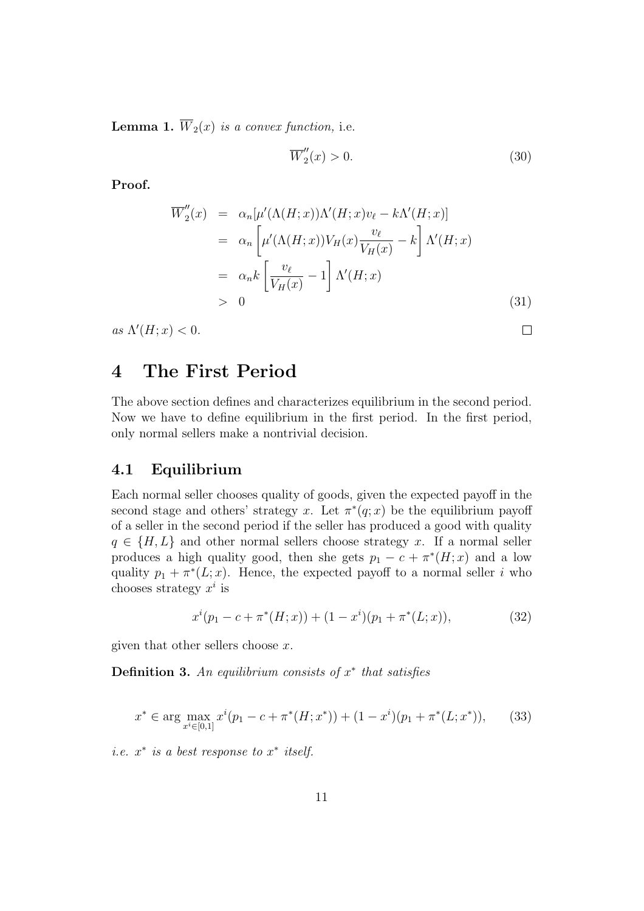**Lemma 1.** $\overline{W}_2(x)$ *is a convex function,* i.e.

$$\overline{W}_2''(x) > 0. \tag{30}$$

**Proof.**

$$\begin{aligned}
\overline{W}_2''(x) &= \alpha_n[\mu'(\Lambda(H;x))\Lambda'(H;x)v_\ell - k\Lambda'(H;x)] \\
&= \alpha_n\left[\mu'(\Lambda(H;x))V_H(x)\frac{v_\ell}{V_H(x)} - k\right]\Lambda'(H;x) \\
&= \alpha_n k\left[\frac{v_\ell}{V_H(x)} - 1\right]\Lambda'(H;x) \\
&> 0
\end{aligned} \tag{31}$$

*as* $\Lambda'(H;x) < 0$. □

# 4 The First Period

The above section defines and characterizes equilibrium in the second period. Now we have to define equilibrium in the first period. In the first period, only normal sellers make a nontrivial decision.

## 4.1 Equilibrium

Each normal seller chooses quality of goods, given the expected payoff in the second stage and others' strategy $x$. Let $\pi^*(q;x)$ be the equilibrium payoff of a seller in the second period if the seller has produced a good with quality $q \in \{H, L\}$ and other normal sellers choose strategy $x$. If a normal seller produces a high quality good, then she gets $p_1 - c + \pi^*(H;x)$ and a low quality $p_1 + \pi^*(L;x)$. Hence, the expected payoff to a normal seller $i$ who chooses strategy $x^i$ is

$$x^i(p_1 - c + \pi^*(H;x)) + (1 - x^i)(p_1 + \pi^*(L;x)), \tag{32}$$

given that other sellers choose $x$.

**Definition 3.** *An equilibrium consists of* $x^*$ *that satisfies*

$$x^* \in \arg\max_{x^i \in [0,1]} x^i(p_1 - c + \pi^*(H;x^*)) + (1 - x^i)(p_1 + \pi^*(L;x^*)), \tag{33}$$

*i.e.* $x^*$ *is a best response to* $x^*$ *itself.*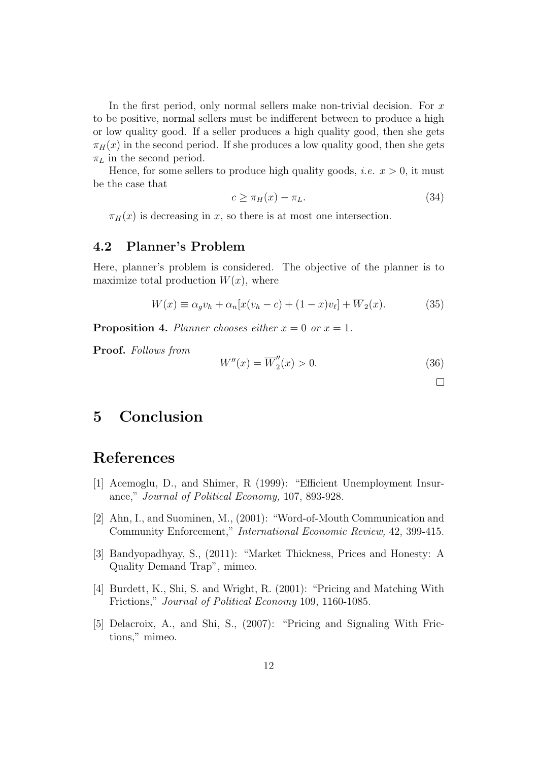In the first period, only normal sellers make non-trivial decision. For $x$ to be positive, normal sellers must be indifferent between to produce a high or low quality good. If a seller produces a high quality good, then she gets $\pi_H(x)$ in the second period. If she produces a low quality good, then she gets $\pi_L$ in the second period.

Hence, for some sellers to produce high quality goods, *i.e.* $x > 0$, it must be the case that

$$c \geq \pi_H(x) - \pi_L. \tag{34}$$

$\pi_H(x)$ is decreasing in $x$, so there is at most one intersection.

## 4.2 Planner's Problem

Here, planner's problem is considered. The objective of the planner is to maximize total production $W(x)$, where

$$W(x) \equiv \alpha_g v_h + \alpha_n[x(v_h - c) + (1-x)v_\ell] + \overline{W}_2(x). \tag{35}$$

**Proposition 4.** *Planner chooses either $x = 0$ or $x = 1$.*

**Proof.** *Follows from*

$$W''(x) = \overline{W}_2''(x) > 0. \tag{36}$$

□

# 5 Conclusion

# References

[1] Acemoglu, D., and Shimer, R (1999): "Efficient Unemployment Insurance," *Journal of Political Economy,* 107, 893-928.

[2] Ahn, I., and Suominen, M., (2001): "Word-of-Mouth Communication and Community Enforcement," *International Economic Review,* 42, 399-415.

[3] Bandyopadhyay, S., (2011): "Market Thickness, Prices and Honesty: A Quality Demand Trap", mimeo.

[4] Burdett, K., Shi, S. and Wright, R. (2001): "Pricing and Matching With Frictions," *Journal of Political Economy* 109, 1160-1085.

[5] Delacroix, A., and Shi, S., (2007): "Pricing and Signaling With Frictions," mimeo.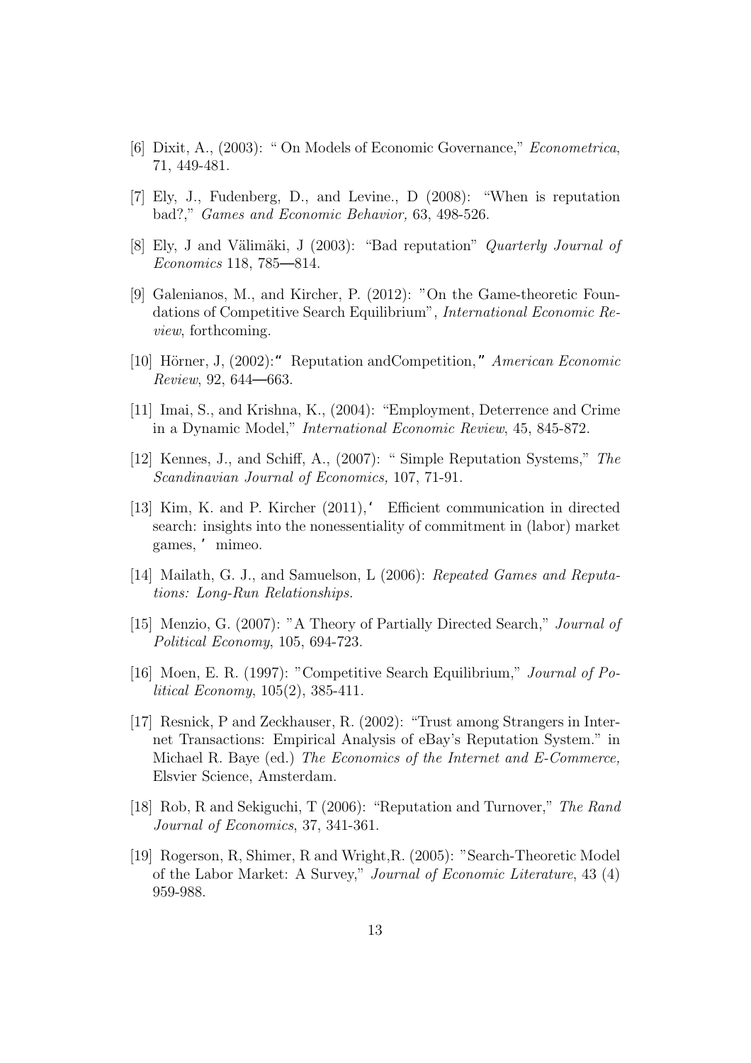[6] Dixit, A., (2003): " On Models of Economic Governance," *Econometrica*, 71, 449-481.

[7] Ely, J., Fudenberg, D., and Levine., D (2008): "When is reputation bad?," *Games and Economic Behavior,* 63, 498-526.

[8] Ely, J and Välimäki, J (2003): "Bad reputation" *Quarterly Journal of Economics* 118, 785—814.

[9] Galenianos, M., and Kircher, P. (2012): "On the Game-theoretic Foundations of Competitive Search Equilibrium", *International Economic Review*, forthcoming.

[10] Hörner, J, (2002):" Reputation andCompetition," *American Economic Review*, 92, 644—663.

[11] Imai, S., and Krishna, K., (2004): "Employment, Deterrence and Crime in a Dynamic Model," *International Economic Review*, 45, 845-872.

[12] Kennes, J., and Schiff, A., (2007): " Simple Reputation Systems," *The Scandinavian Journal of Economics,* 107, 71-91.

[13] Kim, K. and P. Kircher (2011),' Efficient communication in directed search: insights into the nonessentiality of commitment in (labor) market games,' mimeo.

[14] Mailath, G. J., and Samuelson, L (2006): *Repeated Games and Reputations: Long-Run Relationships.*

[15] Menzio, G. (2007): "A Theory of Partially Directed Search," *Journal of Political Economy*, 105, 694-723.

[16] Moen, E. R. (1997): "Competitive Search Equilibrium," *Journal of Political Economy*, 105(2), 385-411.

[17] Resnick, P and Zeckhauser, R. (2002): "Trust among Strangers in Internet Transactions: Empirical Analysis of eBay's Reputation System." in Michael R. Baye (ed.) *The Economics of the Internet and E-Commerce,* Elsvier Science, Amsterdam.

[18] Rob, R and Sekiguchi, T (2006): "Reputation and Turnover," *The Rand Journal of Economics*, 37, 341-361.

[19] Rogerson, R, Shimer, R and Wright,R. (2005): "Search-Theoretic Model of the Labor Market: A Survey," *Journal of Economic Literature*, 43 (4) 959-988.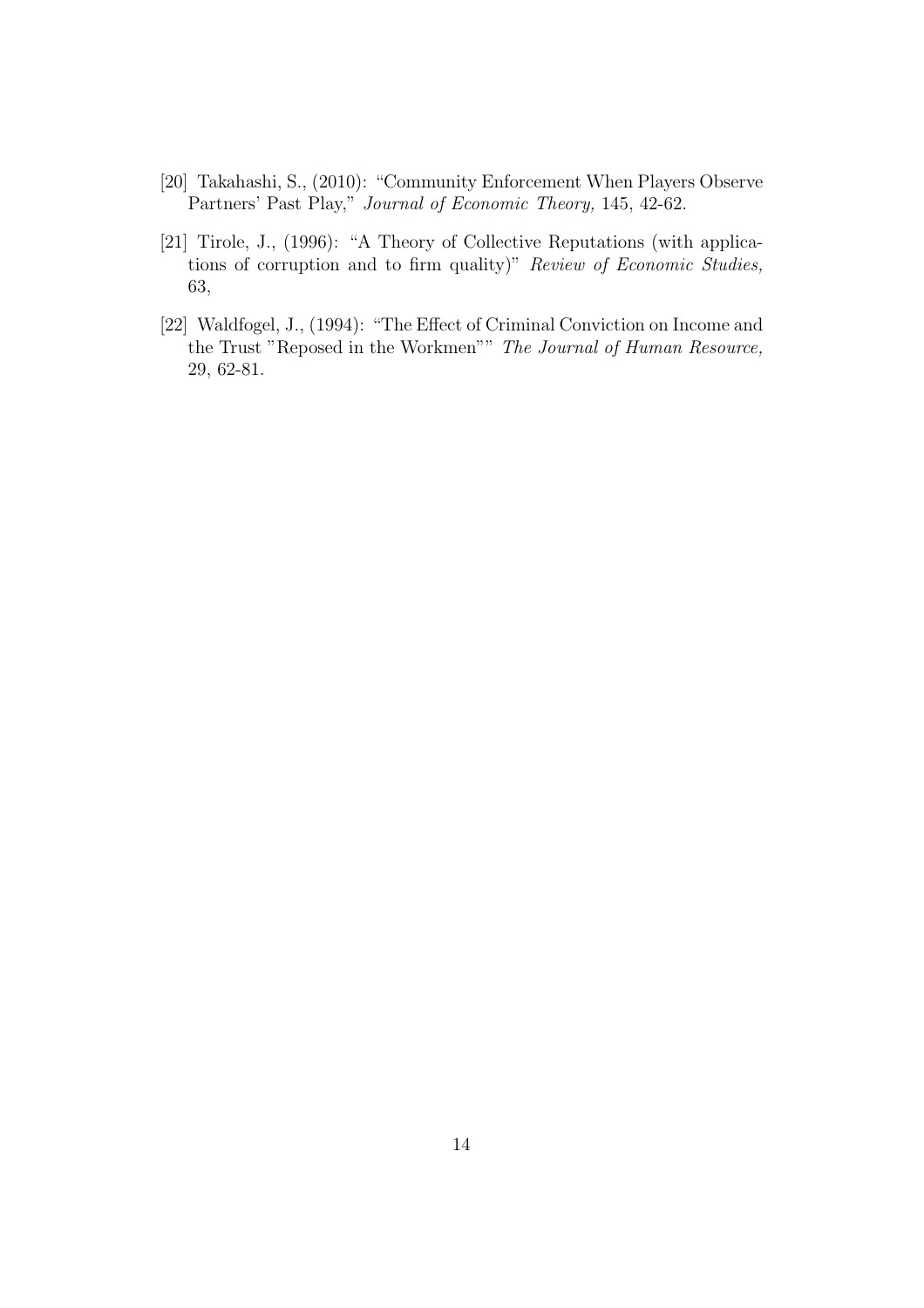[20] Takahashi, S., (2010): "Community Enforcement When Players Observe Partners' Past Play," *Journal of Economic Theory,* 145, 42-62.

[21] Tirole, J., (1996): "A Theory of Collective Reputations (with applications of corruption and to firm quality)" *Review of Economic Studies,* 63,

[22] Waldfogel, J., (1994): "The Effect of Criminal Conviction on Income and the Trust "Reposed in the Workmen"" *The Journal of Human Resource,* 29, 62-81.